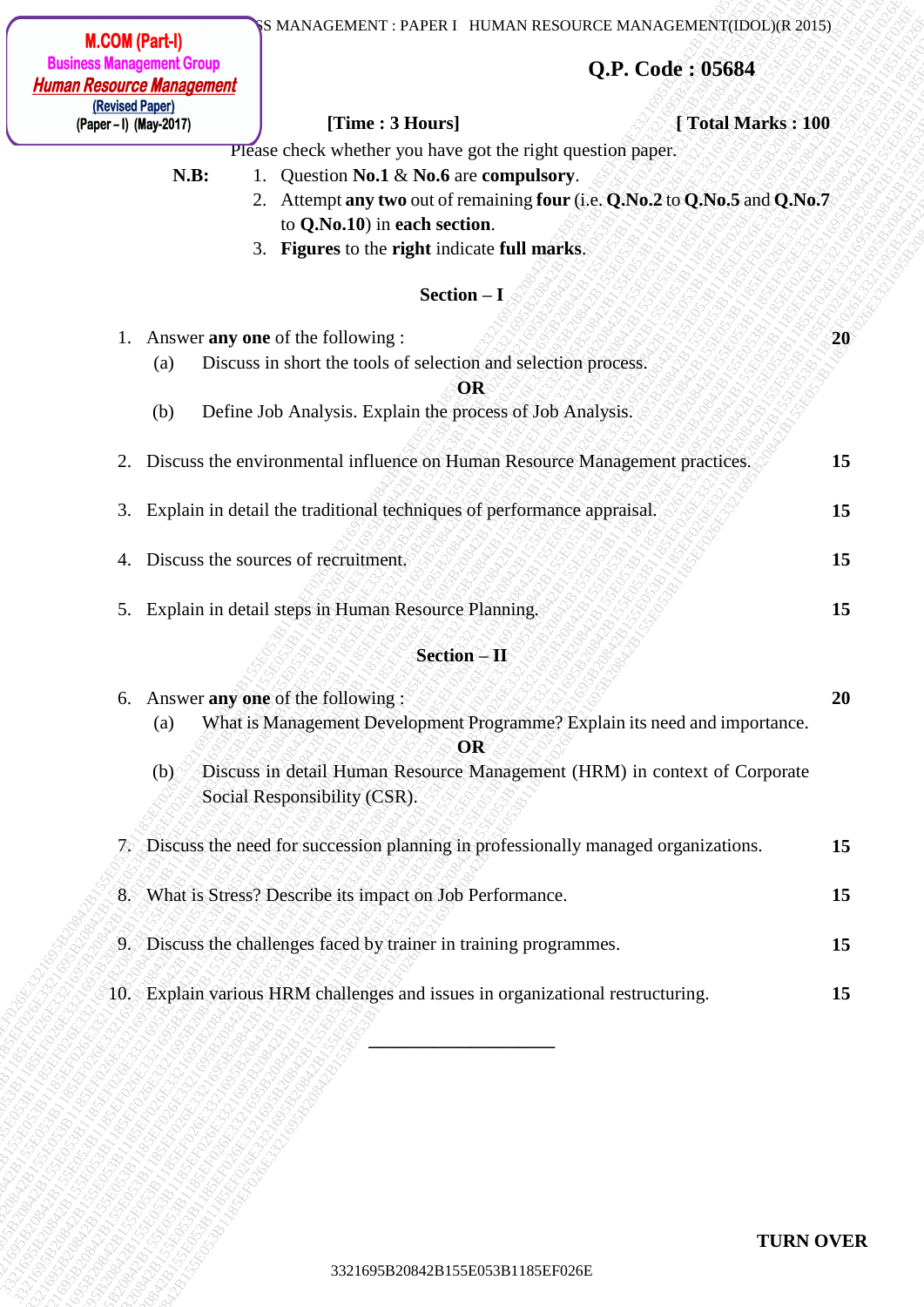M.COM (Part-I)
Business Management Group
*Human Resource Management*
(Revised Paper)
(Paper – I) (May-2017)

**Q.P. Code : 05684**

**[Time : 3 Hours]** **[ Total Marks : 100**

Please check whether you have got the right question paper.

**N.B:**
1. Question **No.1** & **No.6** are **compulsory**.
2. Attempt **any two** out of remaining **four** (i.e. **Q.No.2** to **Q.No.5** and **Q.No.7** to **Q.No.10**) in **each section**.
3. **Figures** to the **right** indicate **full marks**.

## Section – I

1. Answer **any one** of the following : **20**
   (a) Discuss in short the tools of selection and selection process.
   **OR**
   (b) Define Job Analysis. Explain the process of Job Analysis.

2. Discuss the environmental influence on Human Resource Management practices. **15**

3. Explain in detail the traditional techniques of performance appraisal. **15**

4. Discuss the sources of recruitment. **15**

5. Explain in detail steps in Human Resource Planning. **15**

## Section – II

6. Answer **any one** of the following : **20**
   (a) What is Management Development Programme? Explain its need and importance.
   **OR**
   (b) Discuss in detail Human Resource Management (HRM) in context of Corporate Social Responsibility (CSR).

7. Discuss the need for succession planning in professionally managed organizations. **15**

8. What is Stress? Describe its impact on Job Performance. **15**

9. Discuss the challenges faced by trainer in training programmes. **15**

10. Explain various HRM challenges and issues in organizational restructuring. **15**

---

**TURN OVER**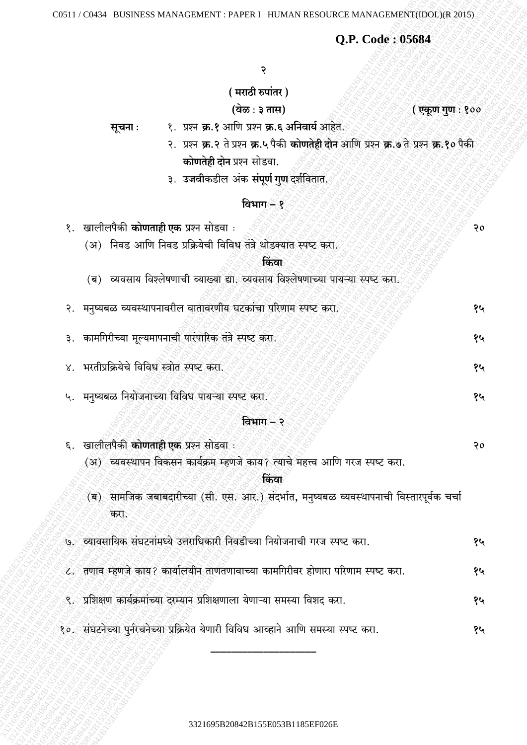**Q.P. Code : 05684**

## ( मराठी रुपांतर )

**(वेळ : ३ तास)** **( एकूण गुण : १०० )**

**सूचना :**

१. प्रश्न **क्र.१** आणि प्रश्न **क्र.६ अनिवार्य** आहेत.

२. प्रश्न **क्र.२** ते प्रश्न **क्र.५** पैकी **कोणतेही दोन** आणि प्रश्न **क्र.७** ते प्रश्न **क्र.१०** पैकी **कोणतेही दोन** प्रश्न सोडवा.

३. **उजवी**कडील अंक **संपूर्ण गुण** दर्शवितात.

### विभाग – १

१. खालीलपैकी **कोणताही एक** प्रश्न सोडवा : २०

(अ) निवड आणि निवड प्रक्रियेची विविध तंत्रे थोडक्यात स्पष्ट करा.

**किंवा**

(ब) व्यवसाय विश्लेषणाची व्याख्या द्या. व्यवसाय विश्लेषणाच्या पायऱ्या स्पष्ट करा.

२. मनुष्यबळ व्यवस्थापनावरील वातावरणीय घटकांचा परिणाम स्पष्ट करा. १५

३. कामगिरीच्या मूल्यमापनाची पारंपारिक तंत्रे स्पष्ट करा. १५

४. भरतीप्रक्रियेचे विविध स्त्रोत स्पष्ट करा. १५

५. मनुष्यबळ नियोजनाच्या विविध पायऱ्या स्पष्ट करा. १५

### विभाग – २

६. खालीलपैकी **कोणताही एक** प्रश्न सोडवा : २०

(अ) व्यवस्थापन विकसन कार्यक्रम म्हणजे काय? त्याचे महत्त्व आणि गरज स्पष्ट करा.

**किंवा**

(ब) सामजिक जबाबदारीच्या (सी. एस. आर.) संदर्भात, मनुष्यबळ व्यवस्थापनाची विस्तारपूर्वक चर्चा करा.

७. व्यावसायिक संघटनांमध्ये उत्तराधिकारी निवडीच्या नियोजनाची गरज स्पष्ट करा. १५

८. तणाव म्हणजे काय? कार्यालयीन ताणतणावाच्या कामगिरीवर होणारा परिणाम स्पष्ट करा. १५

९. प्रशिक्षण कार्यक्रमांच्या दरम्यान प्रशिक्षणाला येणाऱ्या समस्या विशद करा. १५

१०. संघटनेच्या पुर्नरचनेच्या प्रक्रियेत येणारी विविध आव्हाने आणि समस्या स्पष्ट करा. १५

---